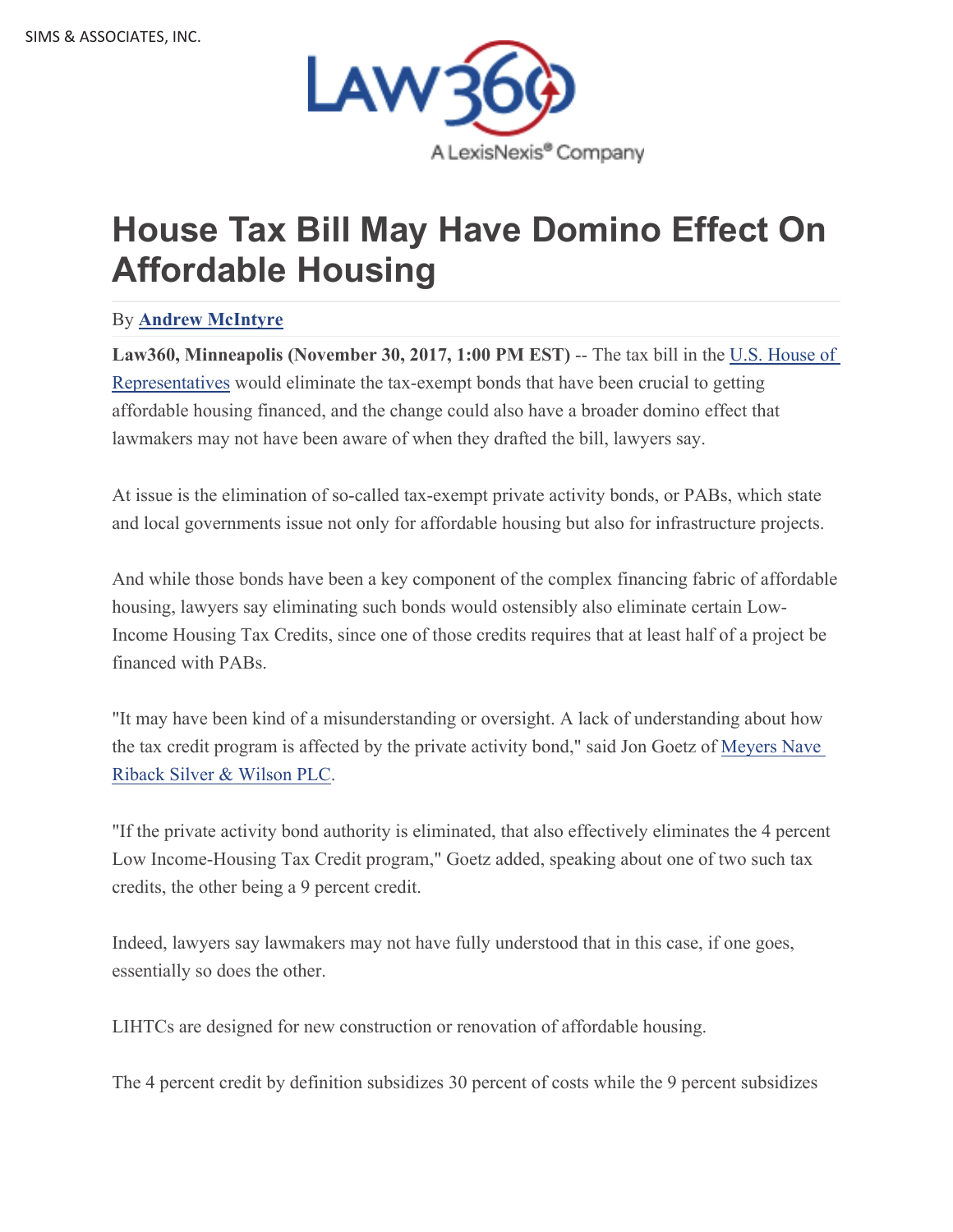# House Tax Bill May Have Domino Effect On Affordable Housing

By **Andrew McIntyre**

**Law360, Minneapolis (November 30, 2017, 1:00 PM EST)** -- The tax bill in the U.S. House of Representatives would eliminate the tax-exempt bonds that have been crucial to getting affordable housing financed, and the change could also have a broader domino effect that lawmakers may not have been aware of when they drafted the bill, lawyers say.

At issue is the elimination of so-called tax-exempt private activity bonds, or PABs, which state and local governments issue not only for affordable housing but also for infrastructure projects.

And while those bonds have been a key component of the complex financing fabric of affordable housing, lawyers say eliminating such bonds would ostensibly also eliminate certain Low-Income Housing Tax Credits, since one of those credits requires that at least half of a project be financed with PABs.

"It may have been kind of a misunderstanding or oversight. A lack of understanding about how the tax credit program is affected by the private activity bond," said Jon Goetz of Meyers Nave Riback Silver & Wilson PLC.

"If the private activity bond authority is eliminated, that also effectively eliminates the 4 percent Low Income-Housing Tax Credit program," Goetz added, speaking about one of two such tax credits, the other being a 9 percent credit.

Indeed, lawyers say lawmakers may not have fully understood that in this case, if one goes, essentially so does the other.

LIHTCs are designed for new construction or renovation of affordable housing.

The 4 percent credit by definition subsidizes 30 percent of costs while the 9 percent subsidizes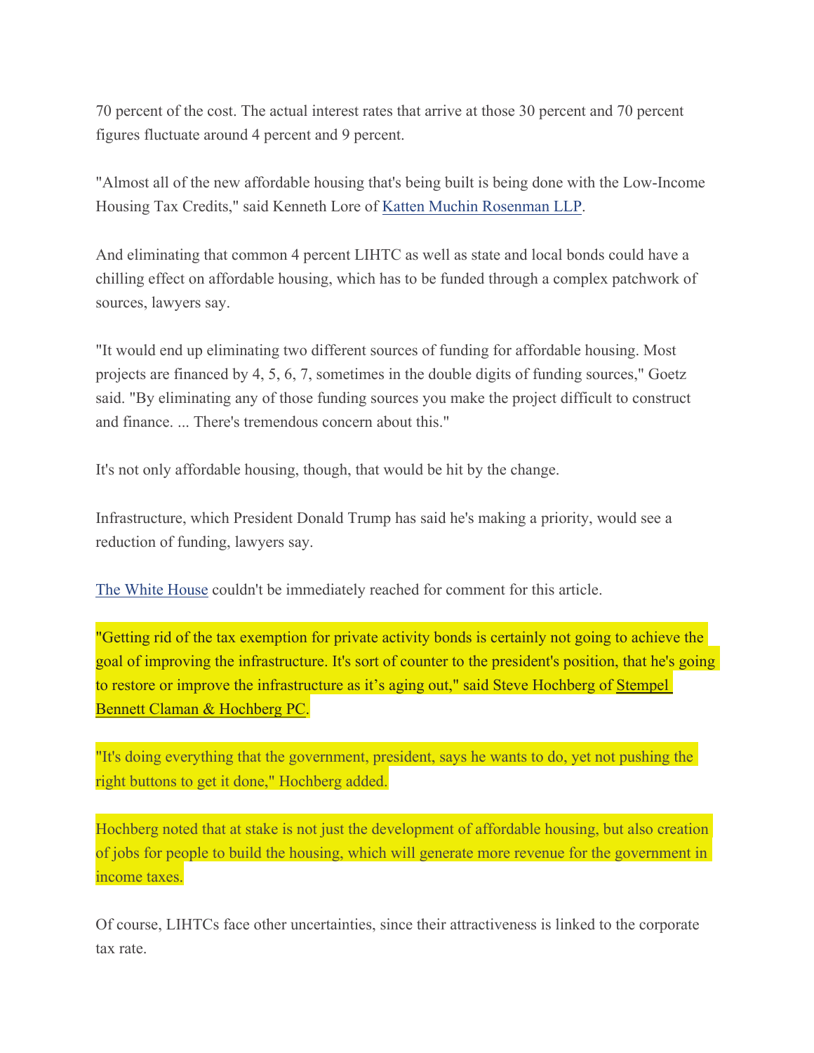70 percent of the cost. The actual interest rates that arrive at those 30 percent and 70 percent figures fluctuate around 4 percent and 9 percent.

"Almost all of the new affordable housing that's being built is being done with the Low-Income Housing Tax Credits," said Kenneth Lore of [Katten Muchin Rosenman LLP](#).

And eliminating that common 4 percent LIHTC as well as state and local bonds could have a chilling effect on affordable housing, which has to be funded through a complex patchwork of sources, lawyers say.

"It would end up eliminating two different sources of funding for affordable housing. Most projects are financed by 4, 5, 6, 7, sometimes in the double digits of funding sources," Goetz said. "By eliminating any of those funding sources you make the project difficult to construct and finance. ... There's tremendous concern about this."

It's not only affordable housing, though, that would be hit by the change.

Infrastructure, which President Donald Trump has said he's making a priority, would see a reduction of funding, lawyers say.

[The White House](#) couldn't be immediately reached for comment for this article.

"Getting rid of the tax exemption for private activity bonds is certainly not going to achieve the goal of improving the infrastructure. It's sort of counter to the president's position, that he's going to restore or improve the infrastructure as it's aging out," said Steve Hochberg of [Stempel Bennett Claman & Hochberg PC](#).

"It's doing everything that the government, president, says he wants to do, yet not pushing the right buttons to get it done," Hochberg added.

Hochberg noted that at stake is not just the development of affordable housing, but also creation of jobs for people to build the housing, which will generate more revenue for the government in income taxes.

Of course, LIHTCs face other uncertainties, since their attractiveness is linked to the corporate tax rate.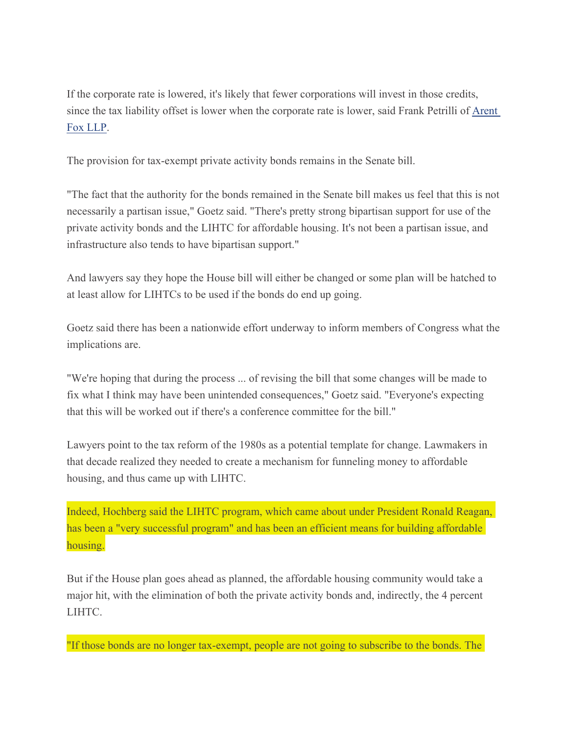If the corporate rate is lowered, it's likely that fewer corporations will invest in those credits, since the tax liability offset is lower when the corporate rate is lower, said Frank Petrilli of [Arent Fox LLP](#).

The provision for tax-exempt private activity bonds remains in the Senate bill.

"The fact that the authority for the bonds remained in the Senate bill makes us feel that this is not necessarily a partisan issue," Goetz said. "There's pretty strong bipartisan support for use of the private activity bonds and the LIHTC for affordable housing. It's not been a partisan issue, and infrastructure also tends to have bipartisan support."

And lawyers say they hope the House bill will either be changed or some plan will be hatched to at least allow for LIHTCs to be used if the bonds do end up going.

Goetz said there has been a nationwide effort underway to inform members of Congress what the implications are.

"We're hoping that during the process ... of revising the bill that some changes will be made to fix what I think may have been unintended consequences," Goetz said. "Everyone's expecting that this will be worked out if there's a conference committee for the bill."

Lawyers point to the tax reform of the 1980s as a potential template for change. Lawmakers in that decade realized they needed to create a mechanism for funneling money to affordable housing, and thus came up with LIHTC.

Indeed, Hochberg said the LIHTC program, which came about under President Ronald Reagan, has been a "very successful program" and has been an efficient means for building affordable housing.

But if the House plan goes ahead as planned, the affordable housing community would take a major hit, with the elimination of both the private activity bonds and, indirectly, the 4 percent LIHTC.

"If those bonds are no longer tax-exempt, people are not going to subscribe to the bonds. The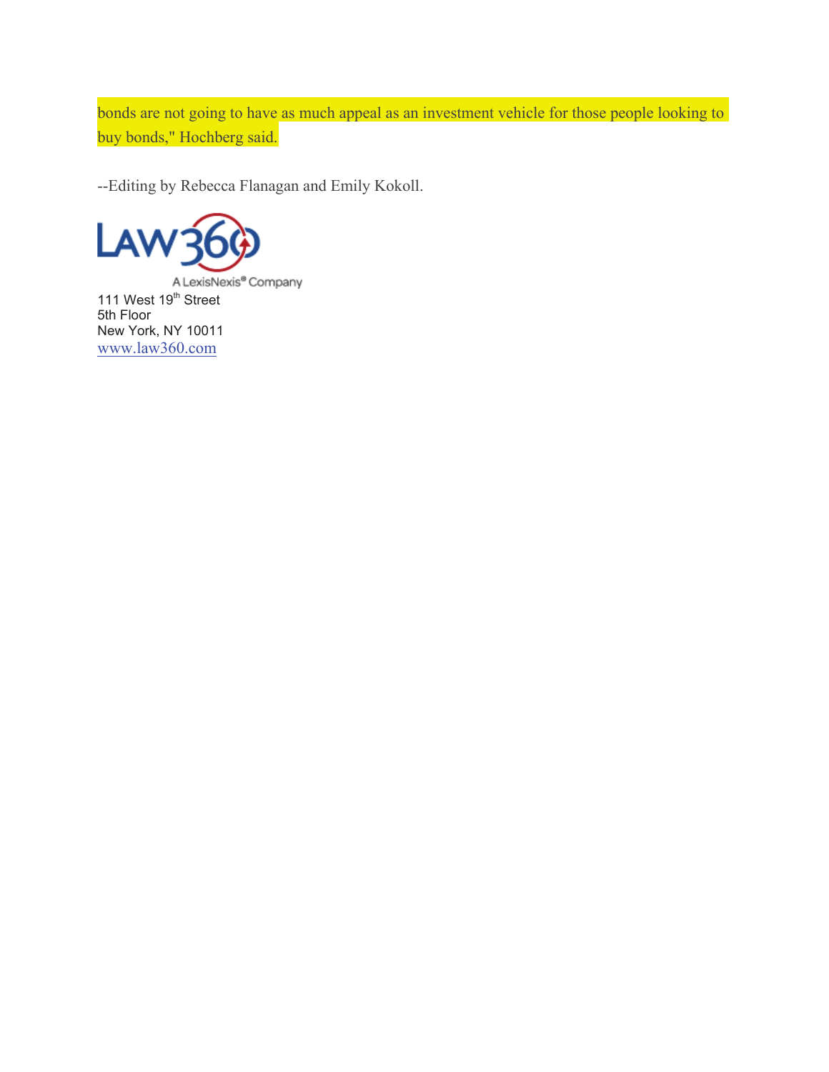bonds are not going to have as much appeal as an investment vehicle for those people looking to buy bonds," Hochberg said.

--Editing by Rebecca Flanagan and Emily Kokoll.

LAW360

A LexisNexis® Company

111 West 19th Street
5th Floor
New York, NY 10011
www.law360.com